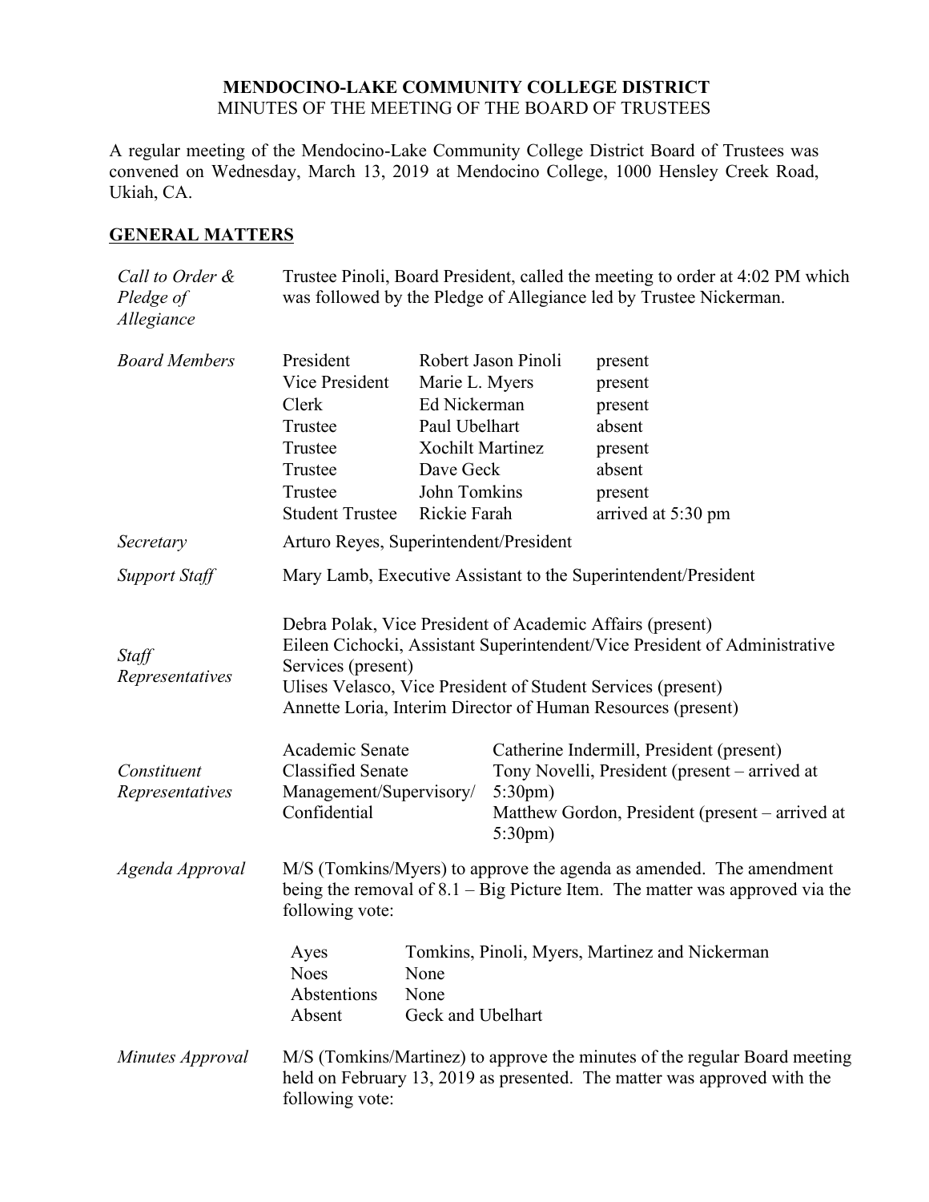**MENDOCINO-LAKE COMMUNITY COLLEGE DISTRICT**
MINUTES OF THE MEETING OF THE BOARD OF TRUSTEES

A regular meeting of the Mendocino-Lake Community College District Board of Trustees was convened on Wednesday, March 13, 2019 at Mendocino College, 1000 Hensley Creek Road, Ukiah, CA.

## GENERAL MATTERS

*Call to Order & Pledge of Allegiance*

Trustee Pinoli, Board President, called the meeting to order at 4:02 PM which was followed by the Pledge of Allegiance led by Trustee Nickerman.

*Board Members*

| | | |
|---|---|---|
| President | Robert Jason Pinoli | present |
| Vice President | Marie L. Myers | present |
| Clerk | Ed Nickerman | present |
| Trustee | Paul Ubelhart | absent |
| Trustee | Xochilt Martinez | present |
| Trustee | Dave Geck | absent |
| Trustee | John Tomkins | present |
| Student Trustee | Rickie Farah | arrived at 5:30 pm |

*Secretary*

Arturo Reyes, Superintendent/President

*Support Staff*

Mary Lamb, Executive Assistant to the Superintendent/President

*Staff Representatives*

Debra Polak, Vice President of Academic Affairs (present)
Eileen Cichocki, Assistant Superintendent/Vice President of Administrative Services (present)
Ulises Velasco, Vice President of Student Services (present)
Annette Loria, Interim Director of Human Resources (present)

*Constituent Representatives*

| | |
|---|---|
| Academic Senate | Catherine Indermill, President (present) |
| Classified Senate | Tony Novelli, President (present – arrived at 5:30pm) |
| Management/Supervisory/ Confidential | Matthew Gordon, President (present – arrived at 5:30pm) |

*Agenda Approval*

M/S (Tomkins/Myers) to approve the agenda as amended. The amendment being the removal of 8.1 – Big Picture Item. The matter was approved via the following vote:

| | |
|---|---|
| Ayes | Tomkins, Pinoli, Myers, Martinez and Nickerman |
| Noes | None |
| Abstentions | None |
| Absent | Geck and Ubelhart |

*Minutes Approval*

M/S (Tomkins/Martinez) to approve the minutes of the regular Board meeting held on February 13, 2019 as presented. The matter was approved with the following vote: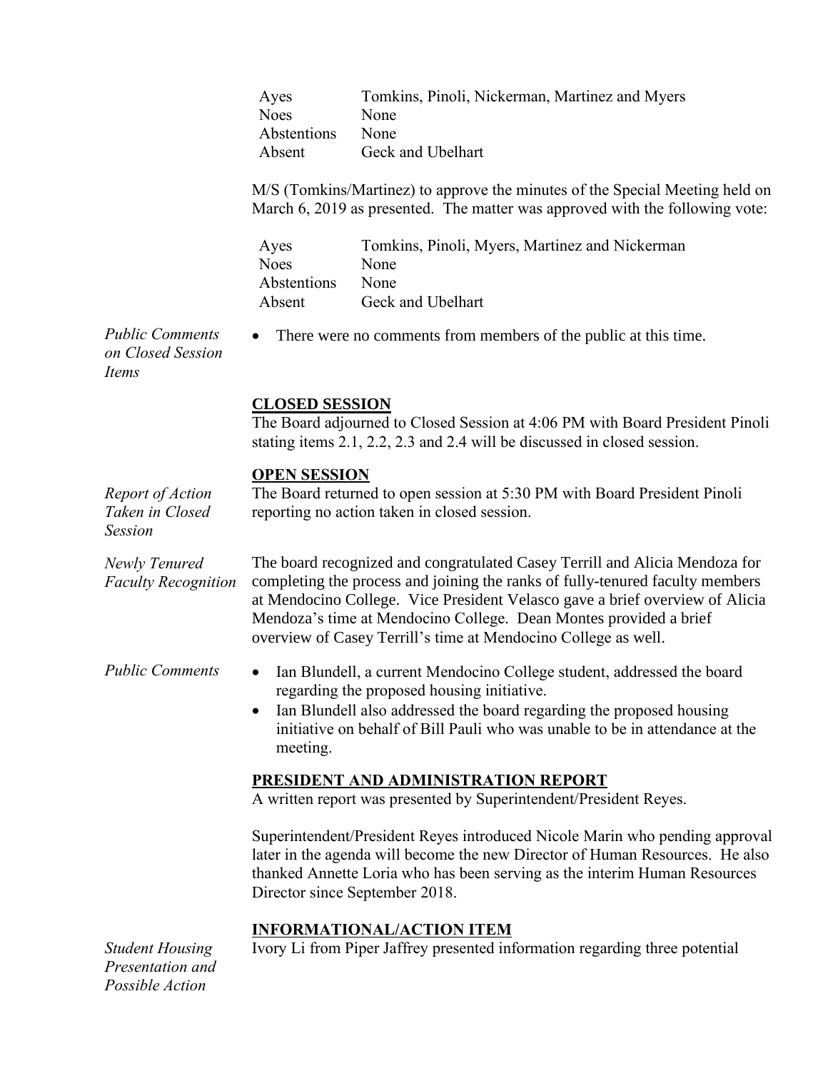| | |
|---|---|
| Ayes | Tomkins, Pinoli, Nickerman, Martinez and Myers |
| Noes | None |
| Abstentions | None |
| Absent | Geck and Ubelhart |

M/S (Tomkins/Martinez) to approve the minutes of the Special Meeting held on March 6, 2019 as presented. The matter was approved with the following vote:

| | |
|---|---|
| Ayes | Tomkins, Pinoli, Myers, Martinez and Nickerman |
| Noes | None |
| Abstentions | None |
| Absent | Geck and Ubelhart |

*Public Comments on Closed Session Items*

- There were no comments from members of the public at this time.

## CLOSED SESSION

The Board adjourned to Closed Session at 4:06 PM with Board President Pinoli stating items 2.1, 2.2, 2.3 and 2.4 will be discussed in closed session.

## OPEN SESSION

*Report of Action Taken in Closed Session*

The Board returned to open session at 5:30 PM with Board President Pinoli reporting no action taken in closed session.

*Newly Tenured Faculty Recognition*

The board recognized and congratulated Casey Terrill and Alicia Mendoza for completing the process and joining the ranks of fully-tenured faculty members at Mendocino College. Vice President Velasco gave a brief overview of Alicia Mendoza's time at Mendocino College. Dean Montes provided a brief overview of Casey Terrill's time at Mendocino College as well.

*Public Comments*

- Ian Blundell, a current Mendocino College student, addressed the board regarding the proposed housing initiative.
- Ian Blundell also addressed the board regarding the proposed housing initiative on behalf of Bill Pauli who was unable to be in attendance at the meeting.

## PRESIDENT AND ADMINISTRATION REPORT

A written report was presented by Superintendent/President Reyes.

Superintendent/President Reyes introduced Nicole Marin who pending approval later in the agenda will become the new Director of Human Resources. He also thanked Annette Loria who has been serving as the interim Human Resources Director since September 2018.

## INFORMATIONAL/ACTION ITEM

*Student Housing Presentation and Possible Action*

Ivory Li from Piper Jaffrey presented information regarding three potential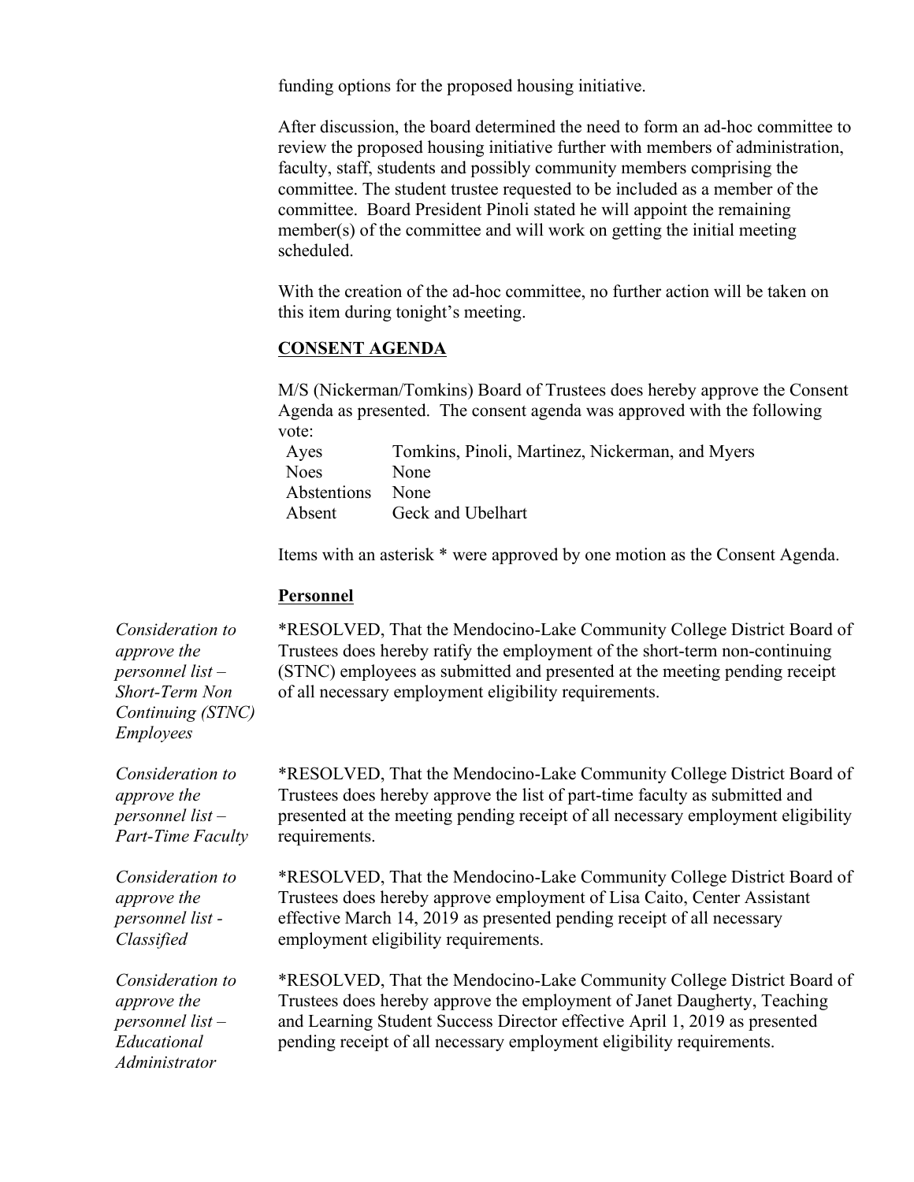funding options for the proposed housing initiative.

After discussion, the board determined the need to form an ad-hoc committee to review the proposed housing initiative further with members of administration, faculty, staff, students and possibly community members comprising the committee. The student trustee requested to be included as a member of the committee. Board President Pinoli stated he will appoint the remaining member(s) of the committee and will work on getting the initial meeting scheduled.

With the creation of the ad-hoc committee, no further action will be taken on this item during tonight's meeting.

**CONSENT AGENDA**

M/S (Nickerman/Tomkins) Board of Trustees does hereby approve the Consent Agenda as presented. The consent agenda was approved with the following vote:

| | |
|---|---|
| Ayes | Tomkins, Pinoli, Martinez, Nickerman, and Myers |
| Noes | None |
| Abstentions | None |
| Absent | Geck and Ubelhart |

Items with an asterisk * were approved by one motion as the Consent Agenda.

**Personnel**

*Consideration to approve the personnel list – Short-Term Non Continuing (STNC) Employees*

*RESOLVED, That the Mendocino-Lake Community College District Board of Trustees does hereby ratify the employment of the short-term non-continuing (STNC) employees as submitted and presented at the meeting pending receipt of all necessary employment eligibility requirements.

*Consideration to approve the personnel list – Part-Time Faculty*

*RESOLVED, That the Mendocino-Lake Community College District Board of Trustees does hereby approve the list of part-time faculty as submitted and presented at the meeting pending receipt of all necessary employment eligibility requirements.

*Consideration to approve the personnel list - Classified*

*RESOLVED, That the Mendocino-Lake Community College District Board of Trustees does hereby approve employment of Lisa Caito, Center Assistant effective March 14, 2019 as presented pending receipt of all necessary employment eligibility requirements.

*Consideration to approve the personnel list – Educational Administrator*

*RESOLVED, That the Mendocino-Lake Community College District Board of Trustees does hereby approve the employment of Janet Daugherty, Teaching and Learning Student Success Director effective April 1, 2019 as presented pending receipt of all necessary employment eligibility requirements.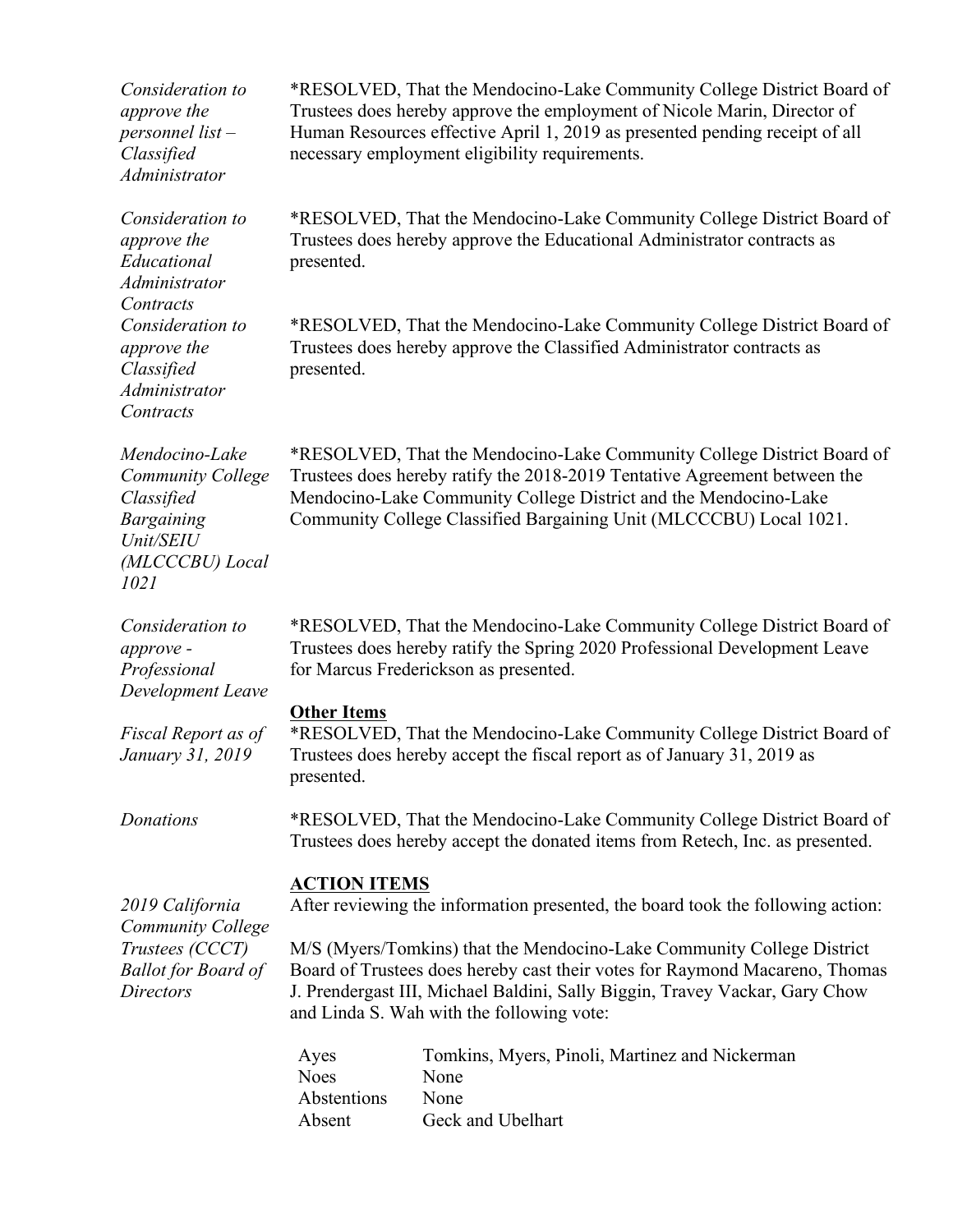*Consideration to approve the personnel list – Classified Administrator*

*RESOLVED, That the Mendocino-Lake Community College District Board of Trustees does hereby approve the employment of Nicole Marin, Director of Human Resources effective April 1, 2019 as presented pending receipt of all necessary employment eligibility requirements.

*Consideration to approve the Educational Administrator Contracts*

*RESOLVED, That the Mendocino-Lake Community College District Board of Trustees does hereby approve the Educational Administrator contracts as presented.

*Consideration to approve the Classified Administrator Contracts*

*RESOLVED, That the Mendocino-Lake Community College District Board of Trustees does hereby approve the Classified Administrator contracts as presented.

*Mendocino-Lake Community College Classified Bargaining Unit/SEIU (MLCCCBU) Local 1021*

*RESOLVED, That the Mendocino-Lake Community College District Board of Trustees does hereby ratify the 2018-2019 Tentative Agreement between the Mendocino-Lake Community College District and the Mendocino-Lake Community College Classified Bargaining Unit (MLCCCBU) Local 1021.

*Consideration to approve - Professional Development Leave*

*RESOLVED, That the Mendocino-Lake Community College District Board of Trustees does hereby ratify the Spring 2020 Professional Development Leave for Marcus Frederickson as presented.

**Other Items**

*Fiscal Report as of January 31, 2019*

*RESOLVED, That the Mendocino-Lake Community College District Board of Trustees does hereby accept the fiscal report as of January 31, 2019 as presented.

*Donations*

*RESOLVED, That the Mendocino-Lake Community College District Board of Trustees does hereby accept the donated items from Retech, Inc. as presented.

**ACTION ITEMS**

*2019 California Community College Trustees (CCCT) Ballot for Board of Directors*

After reviewing the information presented, the board took the following action:

M/S (Myers/Tomkins) that the Mendocino-Lake Community College District Board of Trustees does hereby cast their votes for Raymond Macareno, Thomas J. Prendergast III, Michael Baldini, Sally Biggin, Travey Vackar, Gary Chow and Linda S. Wah with the following vote:

| | |
|---|---|
| Ayes | Tomkins, Myers, Pinoli, Martinez and Nickerman |
| Noes | None |
| Abstentions | None |
| Absent | Geck and Ubelhart |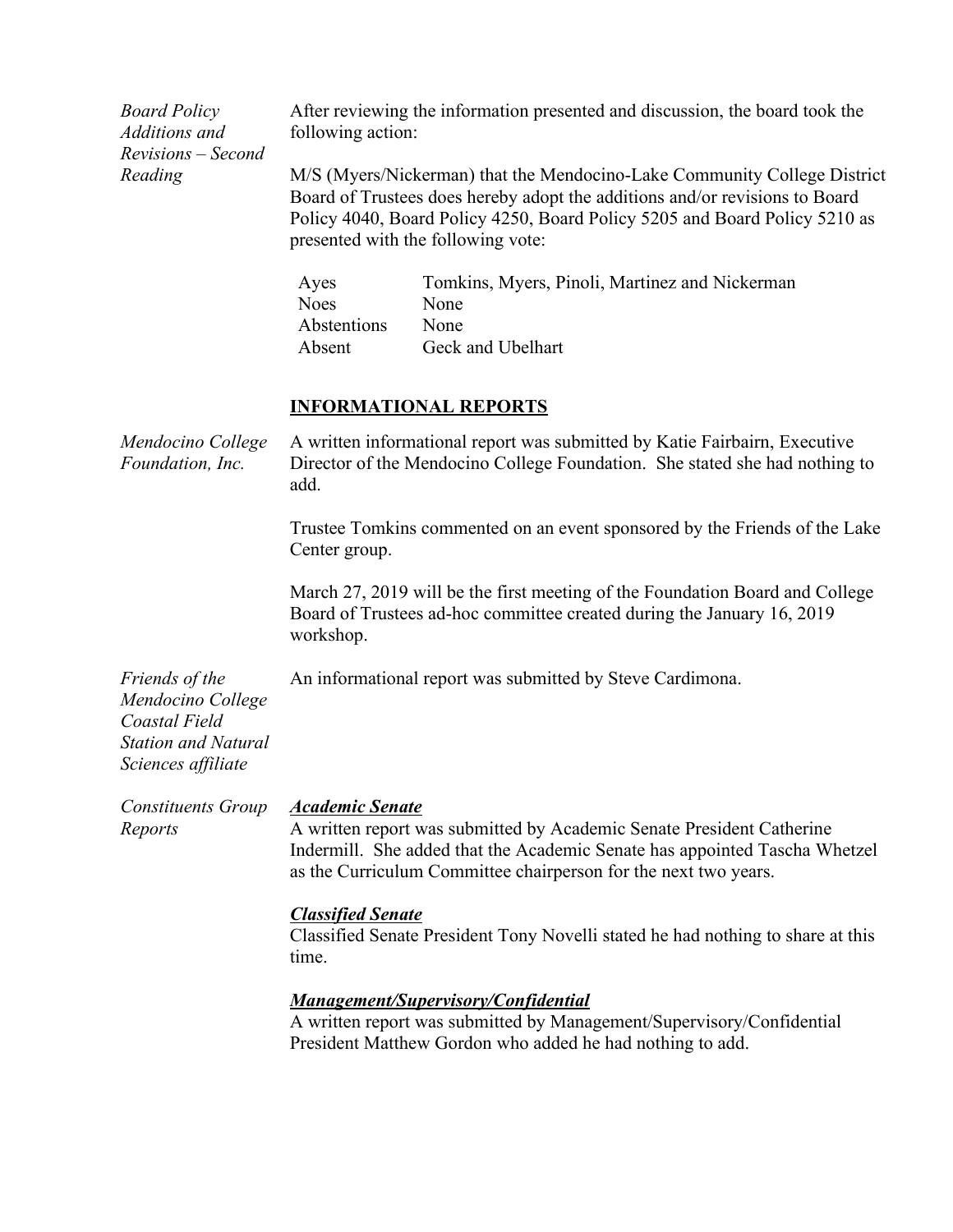*Board Policy Additions and Revisions – Second Reading*

After reviewing the information presented and discussion, the board took the following action:

M/S (Myers/Nickerman) that the Mendocino-Lake Community College District Board of Trustees does hereby adopt the additions and/or revisions to Board Policy 4040, Board Policy 4250, Board Policy 5205 and Board Policy 5210 as presented with the following vote:

| | |
|---|---|
| Ayes | Tomkins, Myers, Pinoli, Martinez and Nickerman |
| Noes | None |
| Abstentions | None |
| Absent | Geck and Ubelhart |

## INFORMATIONAL REPORTS

*Mendocino College Foundation, Inc.*

A written informational report was submitted by Katie Fairbairn, Executive Director of the Mendocino College Foundation. She stated she had nothing to add.

Trustee Tomkins commented on an event sponsored by the Friends of the Lake Center group.

March 27, 2019 will be the first meeting of the Foundation Board and College Board of Trustees ad-hoc committee created during the January 16, 2019 workshop.

*Friends of the Mendocino College Coastal Field Station and Natural Sciences affiliate*

An informational report was submitted by Steve Cardimona.

*Constituents Group Reports*

***Academic Senate***

A written report was submitted by Academic Senate President Catherine Indermill. She added that the Academic Senate has appointed Tascha Whetzel as the Curriculum Committee chairperson for the next two years.

***Classified Senate***

Classified Senate President Tony Novelli stated he had nothing to share at this time.

***Management/Supervisory/Confidential***

A written report was submitted by Management/Supervisory/Confidential President Matthew Gordon who added he had nothing to add.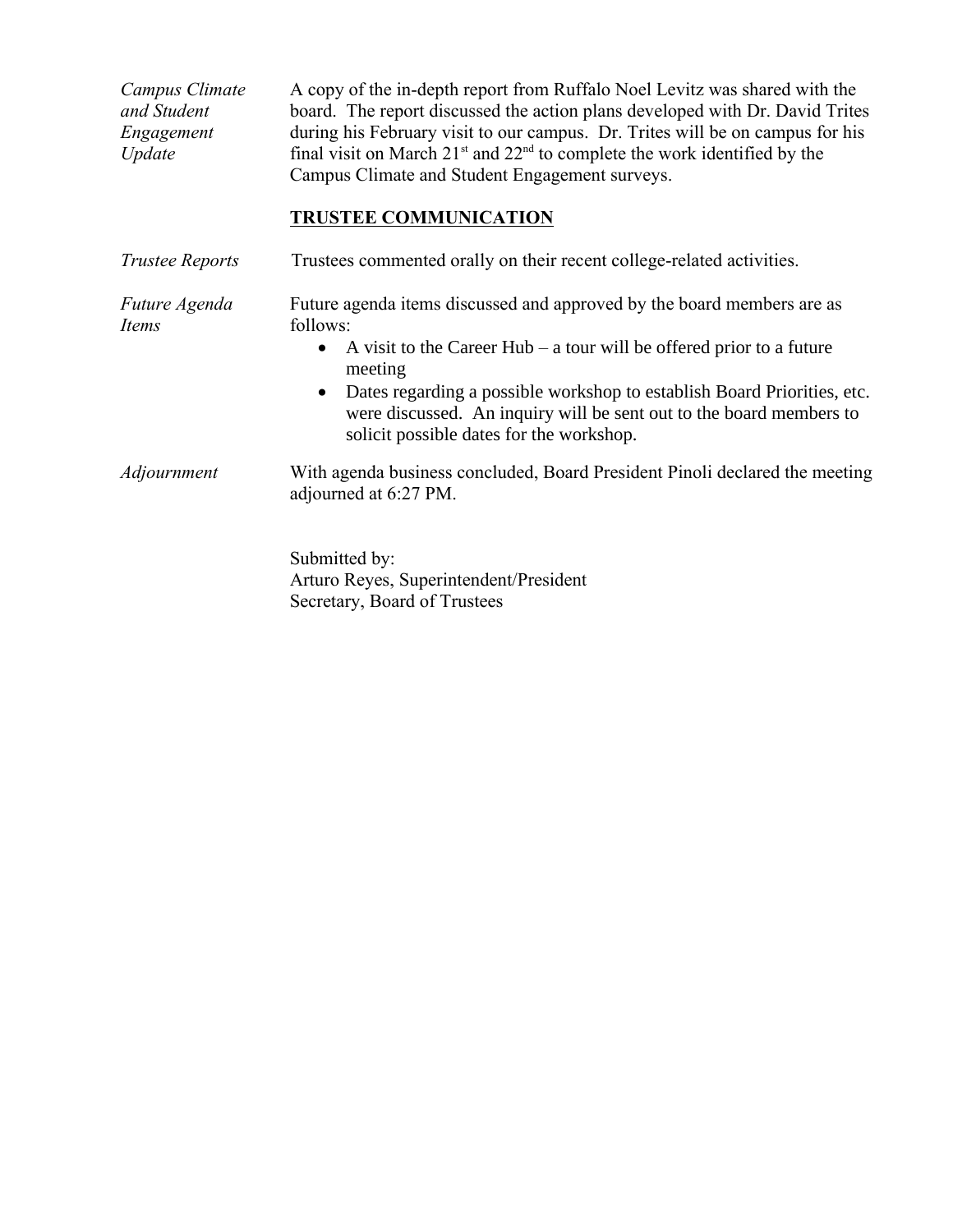*Campus Climate and Student Engagement Update*

A copy of the in-depth report from Ruffalo Noel Levitz was shared with the board. The report discussed the action plans developed with Dr. David Trites during his February visit to our campus. Dr. Trites will be on campus for his final visit on March 21st and 22nd to complete the work identified by the Campus Climate and Student Engagement surveys.

**TRUSTEE COMMUNICATION**

*Trustee Reports*

Trustees commented orally on their recent college-related activities.

*Future Agenda Items*

Future agenda items discussed and approved by the board members are as follows:

- A visit to the Career Hub – a tour will be offered prior to a future meeting
- Dates regarding a possible workshop to establish Board Priorities, etc. were discussed. An inquiry will be sent out to the board members to solicit possible dates for the workshop.

*Adjournment*

With agenda business concluded, Board President Pinoli declared the meeting adjourned at 6:27 PM.

Submitted by:
Arturo Reyes, Superintendent/President
Secretary, Board of Trustees